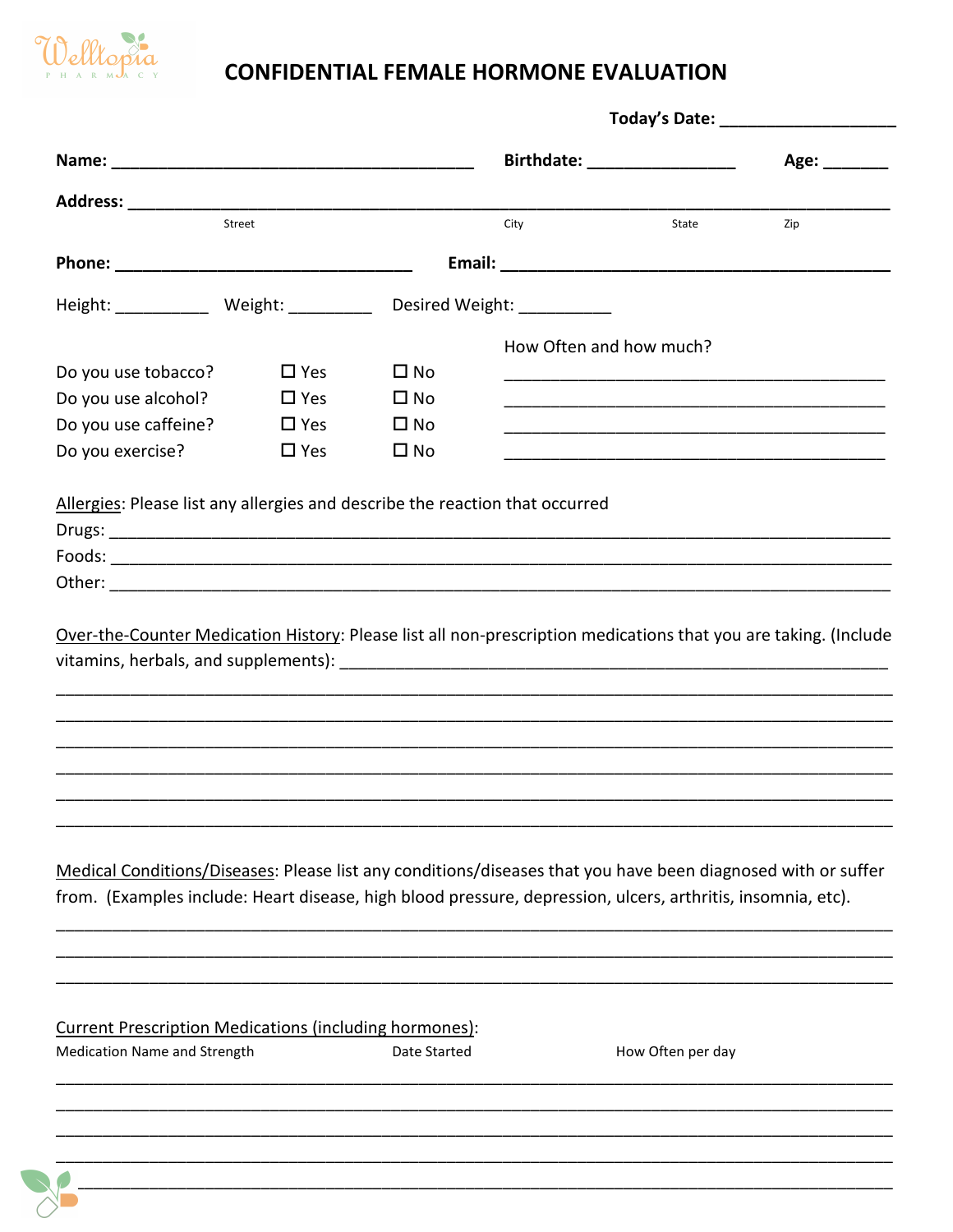# CONFIDENTIAL FEMALE HORMONE EVALUATION

**Today's Date:** ___________________

**Name:** ________________________________________ **Birthdate:** ________________ **Age:** _______

**Address:** ______________________________________________________________________________

Street                                    City                    State                Zip

**Phone:** ________________________________ **Email:** __________________________________________

Height: __________ Weight: _________ Desired Weight: __________

| | | | How Often and how much? |
|---|---|---|---|
| Do you use tobacco? | ☐ Yes | ☐ No | ___________________________ |
| Do you use alcohol? | ☐ Yes | ☐ No | ___________________________ |
| Do you use caffeine? | ☐ Yes | ☐ No | ___________________________ |
| Do you exercise? | ☐ Yes | ☐ No | ___________________________ |

Allergies: Please list any allergies and describe the reaction that occurred

Drugs: ______________________________________________________________________________

Foods: ______________________________________________________________________________

Other: ______________________________________________________________________________

Over-the-Counter Medication History: Please list all non-prescription medications that you are taking. (Include vitamins, herbals, and supplements): ______________________________________________

______________________________________________________________________________________

______________________________________________________________________________________

______________________________________________________________________________________

______________________________________________________________________________________

______________________________________________________________________________________

______________________________________________________________________________________

Medical Conditions/Diseases: Please list any conditions/diseases that you have been diagnosed with or suffer from. (Examples include: Heart disease, high blood pressure, depression, ulcers, arthritis, insomnia, etc).

______________________________________________________________________________________

______________________________________________________________________________________

______________________________________________________________________________________

Current Prescription Medications (including hormones):

| Medication Name and Strength | Date Started | How Often per day |
|---|---|---|
| | | |
| | | |
| | | |
| | | |
| | | |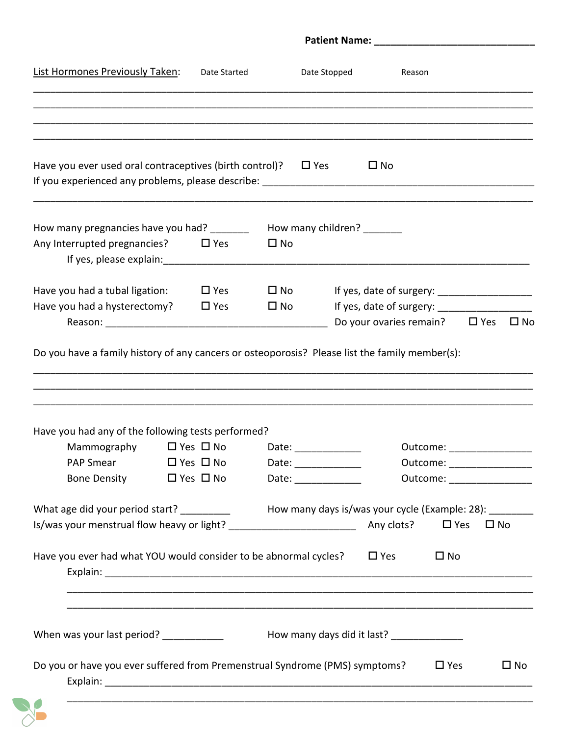**Patient Name: ______________________________**

List Hormones Previously Taken: Date Started Date Stopped Reason

_______________________________________________________________________________________

_______________________________________________________________________________________

_______________________________________________________________________________________

_______________________________________________________________________________________

Have you ever used oral contraceptives (birth control)? ☐ Yes ☐ No

If you experienced any problems, please describe: ______________________________________________

_______________________________________________________________________________________

How many pregnancies have you had? _______ How many children? _______

Any Interrupted pregnancies? ☐ Yes ☐ No

If yes, please explain: ______________________________________________________________

Have you had a tubal ligation: ☐ Yes ☐ No If yes, date of surgery: _________________

Have you had a hysterectomy? ☐ Yes ☐ No If yes, date of surgery: _________________

Reason: ________________________________________ Do your ovaries remain? ☐ Yes ☐ No

Do you have a family history of any cancers or osteoporosis? Please list the family member(s):

_______________________________________________________________________________________

_______________________________________________________________________________________

_______________________________________________________________________________________

Have you had any of the following tests performed?

| Test | Yes/No | Date | Outcome |
|---|---|---|---|
| Mammography | ☐ Yes ☐ No | Date: ____________ | Outcome: _______________ |
| PAP Smear | ☐ Yes ☐ No | Date: ____________ | Outcome: _______________ |
| Bone Density | ☐ Yes ☐ No | Date: ____________ | Outcome: _______________ |

What age did your period start? _________ How many days is/was your cycle (Example: 28): ________

Is/was your menstrual flow heavy or light? _______________________ Any clots? ☐ Yes ☐ No

Have you ever had what YOU would consider to be abnormal cycles? ☐ Yes ☐ No

Explain: ______________________________________________________________________________

_______________________________________________________________________________________

_______________________________________________________________________________________

When was your last period? ___________ How many days did it last? _____________

Do you or have you ever suffered from Premenstrual Syndrome (PMS) symptoms? ☐ Yes ☐ No

Explain: ______________________________________________________________________________

_______________________________________________________________________________________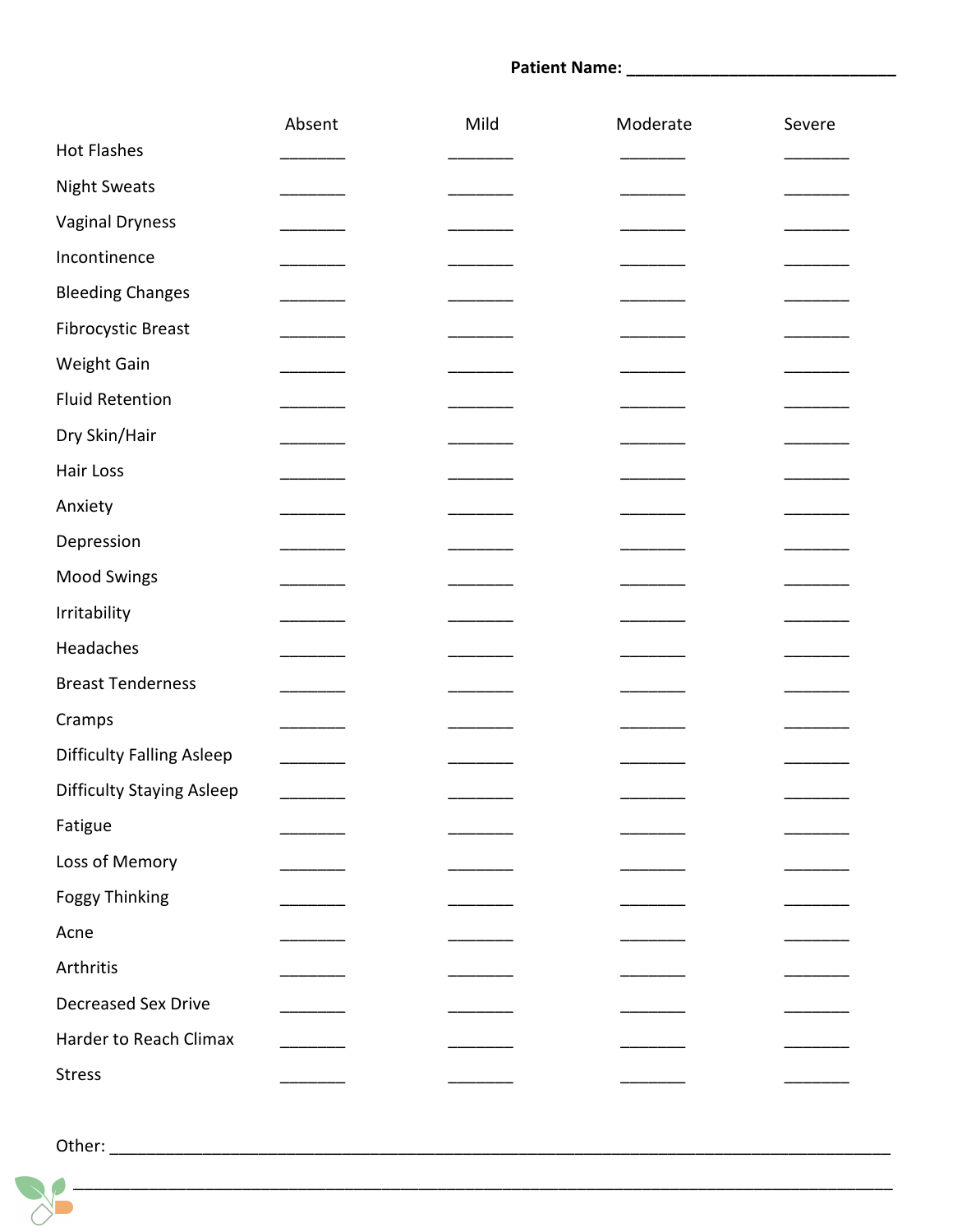**Patient Name:** ______________________________

| | Absent | Mild | Moderate | Severe |
|---|---|---|---|---|
| Hot Flashes | _______ | _______ | _______ | _______ |
| Night Sweats | _______ | _______ | _______ | _______ |
| Vaginal Dryness | _______ | _______ | _______ | _______ |
| Incontinence | _______ | _______ | _______ | _______ |
| Bleeding Changes | _______ | _______ | _______ | _______ |
| Fibrocystic Breast | _______ | _______ | _______ | _______ |
| Weight Gain | _______ | _______ | _______ | _______ |
| Fluid Retention | _______ | _______ | _______ | _______ |
| Dry Skin/Hair | _______ | _______ | _______ | _______ |
| Hair Loss | _______ | _______ | _______ | _______ |
| Anxiety | _______ | _______ | _______ | _______ |
| Depression | _______ | _______ | _______ | _______ |
| Mood Swings | _______ | _______ | _______ | _______ |
| Irritability | _______ | _______ | _______ | _______ |
| Headaches | _______ | _______ | _______ | _______ |
| Breast Tenderness | _______ | _______ | _______ | _______ |
| Cramps | _______ | _______ | _______ | _______ |
| Difficulty Falling Asleep | _______ | _______ | _______ | _______ |
| Difficulty Staying Asleep | _______ | _______ | _______ | _______ |
| Fatigue | _______ | _______ | _______ | _______ |
| Loss of Memory | _______ | _______ | _______ | _______ |
| Foggy Thinking | _______ | _______ | _______ | _______ |
| Acne | _______ | _______ | _______ | _______ |
| Arthritis | _______ | _______ | _______ | _______ |
| Decreased Sex Drive | _______ | _______ | _______ | _______ |
| Harder to Reach Climax | _______ | _______ | _______ | _______ |
| Stress | _______ | _______ | _______ | _______ |

Other: ______________________________________________________________________________

________________________________________________________________________________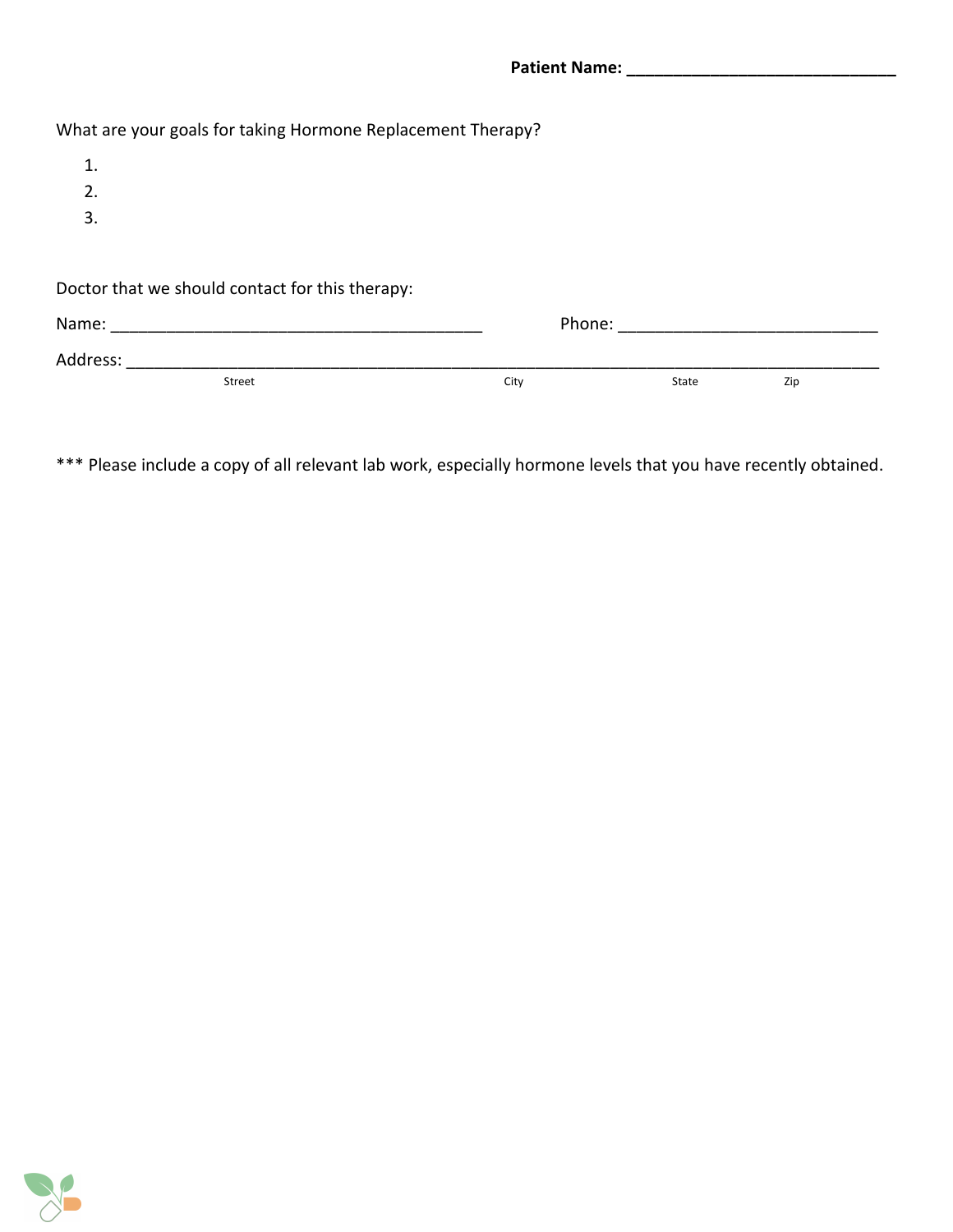**Patient Name: ______________________________**

What are your goals for taking Hormone Replacement Therapy?

1.
2.
3.

Doctor that we should contact for this therapy:

Name: ________________________________________ Phone: ____________________________

Address: _________________________________________________________________________________
Street City State Zip

*** Please include a copy of all relevant lab work, especially hormone levels that you have recently obtained.